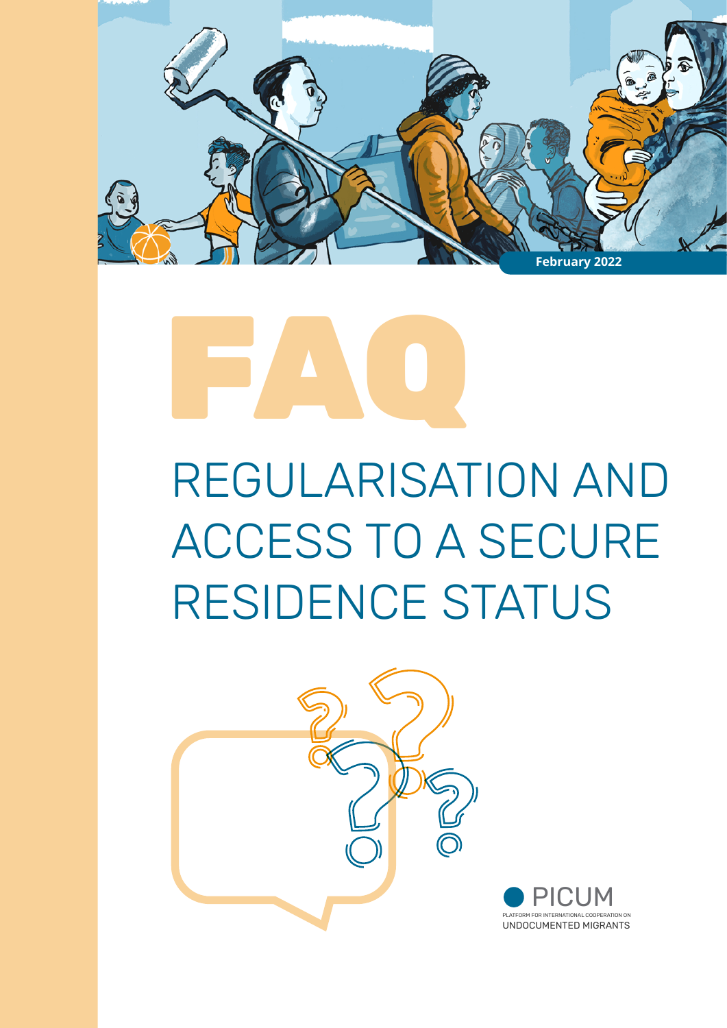February 2022

# FAQ

# REGULARISATION AND ACCESS TO A SECURE RESIDENCE STATUS

PICUM

PLATFORM FOR INTERNATIONAL COOPERATION ON UNDOCUMENTED MIGRANTS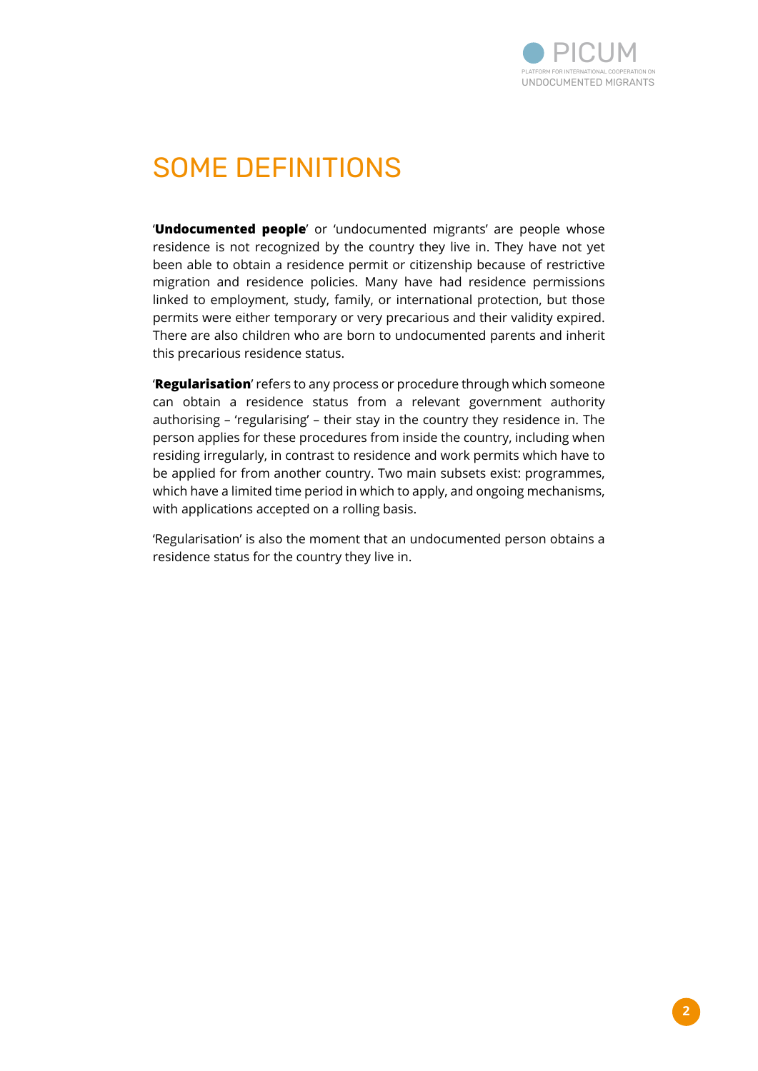# SOME DEFINITIONS

'**Undocumented people**' or 'undocumented migrants' are people whose residence is not recognized by the country they live in. They have not yet been able to obtain a residence permit or citizenship because of restrictive migration and residence policies. Many have had residence permissions linked to employment, study, family, or international protection, but those permits were either temporary or very precarious and their validity expired. There are also children who are born to undocumented parents and inherit this precarious residence status.

'**Regularisation**' refers to any process or procedure through which someone can obtain a residence status from a relevant government authority authorising – 'regularising' – their stay in the country they residence in. The person applies for these procedures from inside the country, including when residing irregularly, in contrast to residence and work permits which have to be applied for from another country. Two main subsets exist: programmes, which have a limited time period in which to apply, and ongoing mechanisms, with applications accepted on a rolling basis.

'Regularisation' is also the moment that an undocumented person obtains a residence status for the country they live in.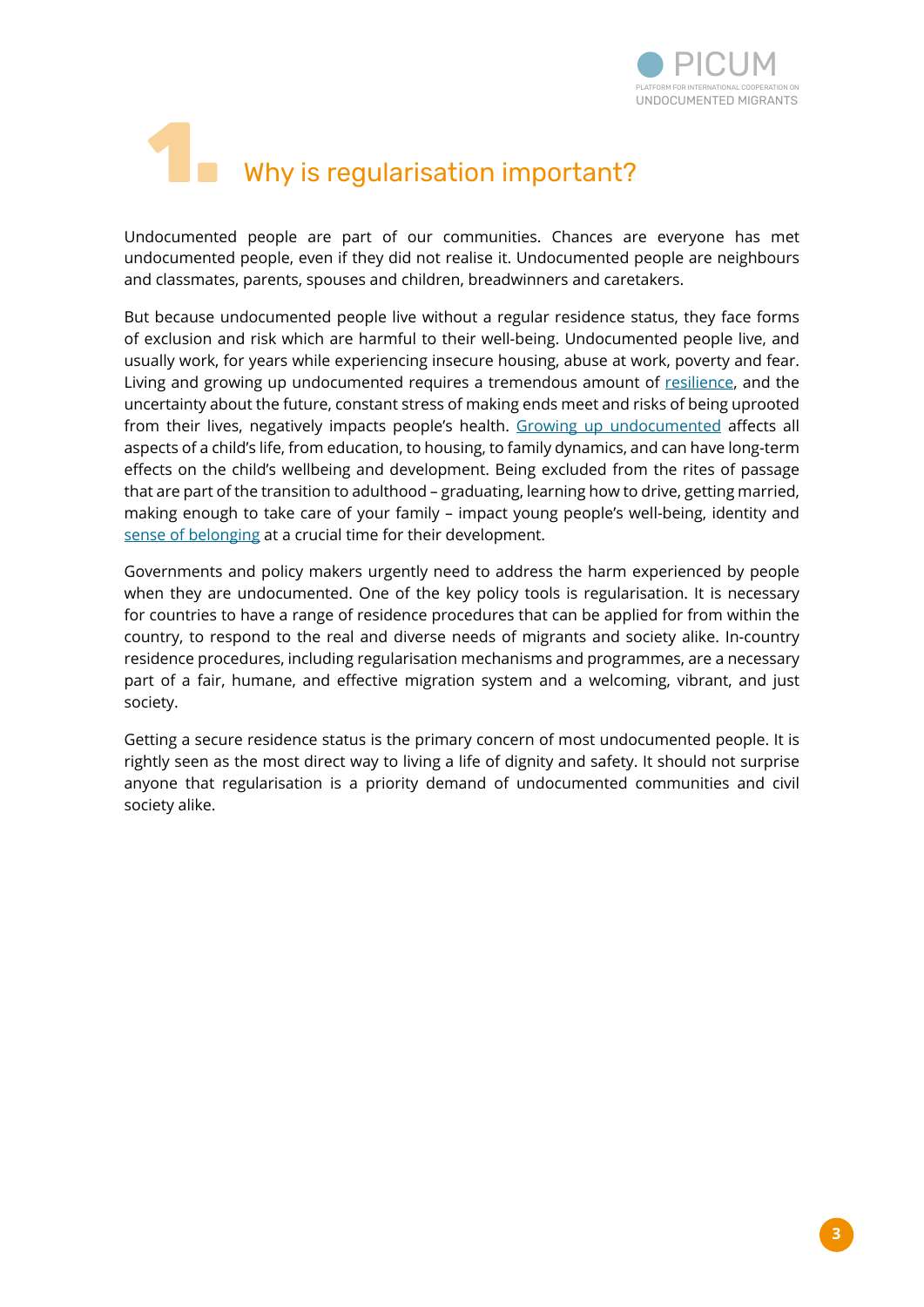# 1. Why is regularisation important?

Undocumented people are part of our communities. Chances are everyone has met undocumented people, even if they did not realise it. Undocumented people are neighbours and classmates, parents, spouses and children, breadwinners and caretakers.

But because undocumented people live without a regular residence status, they face forms of exclusion and risk which are harmful to their well-being. Undocumented people live, and usually work, for years while experiencing insecure housing, abuse at work, poverty and fear. Living and growing up undocumented requires a tremendous amount of resilience, and the uncertainty about the future, constant stress of making ends meet and risks of being uprooted from their lives, negatively impacts people's health. Growing up undocumented affects all aspects of a child's life, from education, to housing, to family dynamics, and can have long-term effects on the child's wellbeing and development. Being excluded from the rites of passage that are part of the transition to adulthood – graduating, learning how to drive, getting married, making enough to take care of your family – impact young people's well-being, identity and sense of belonging at a crucial time for their development.

Governments and policy makers urgently need to address the harm experienced by people when they are undocumented. One of the key policy tools is regularisation. It is necessary for countries to have a range of residence procedures that can be applied for from within the country, to respond to the real and diverse needs of migrants and society alike. In-country residence procedures, including regularisation mechanisms and programmes, are a necessary part of a fair, humane, and effective migration system and a welcoming, vibrant, and just society.

Getting a secure residence status is the primary concern of most undocumented people. It is rightly seen as the most direct way to living a life of dignity and safety. It should not surprise anyone that regularisation is a priority demand of undocumented communities and civil society alike.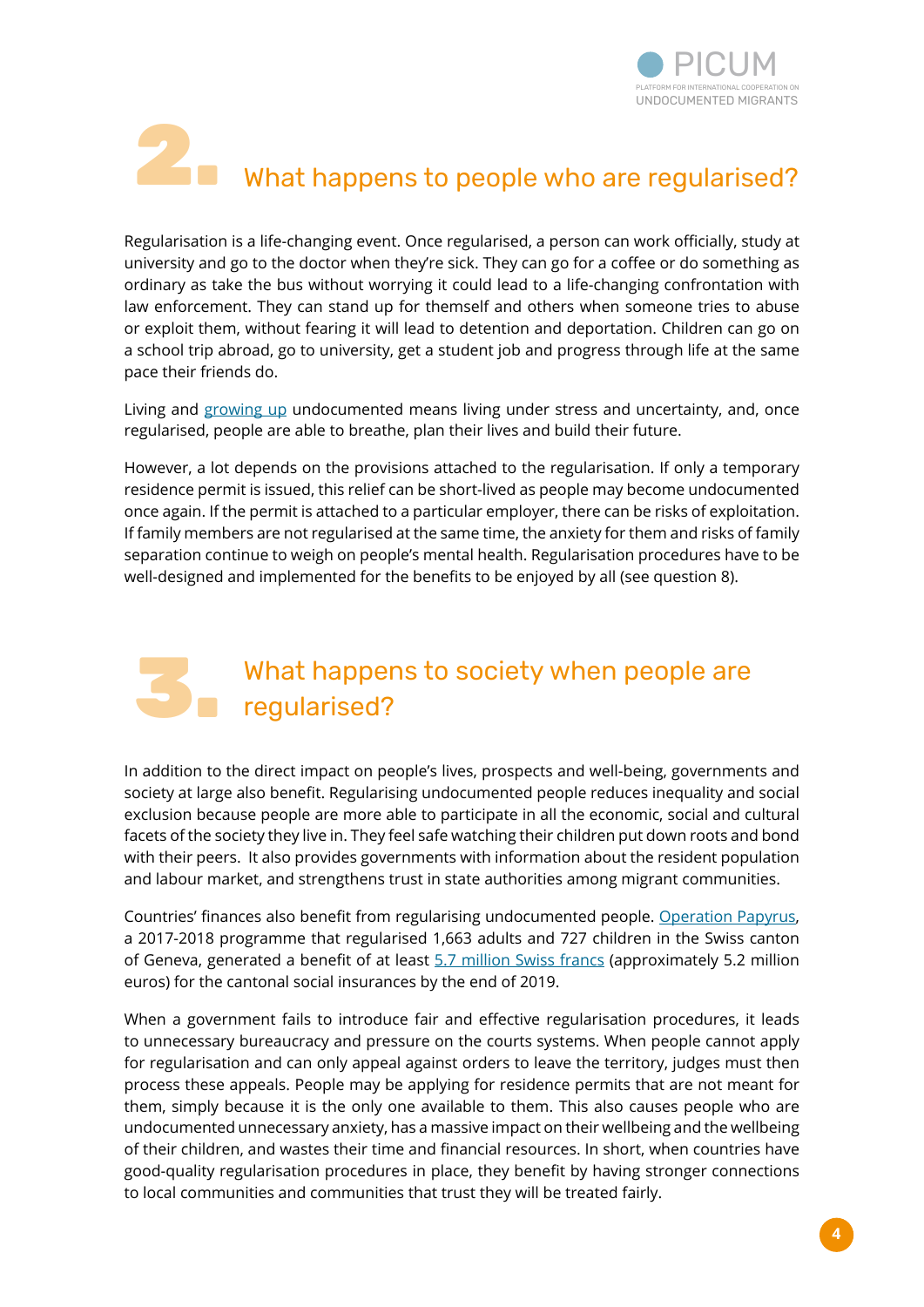## 2. What happens to people who are regularised?

Regularisation is a life-changing event. Once regularised, a person can work officially, study at university and go to the doctor when they're sick. They can go for a coffee or do something as ordinary as take the bus without worrying it could lead to a life-changing confrontation with law enforcement. They can stand up for themself and others when someone tries to abuse or exploit them, without fearing it will lead to detention and deportation. Children can go on a school trip abroad, go to university, get a student job and progress through life at the same pace their friends do.

Living and growing up undocumented means living under stress and uncertainty, and, once regularised, people are able to breathe, plan their lives and build their future.

However, a lot depends on the provisions attached to the regularisation. If only a temporary residence permit is issued, this relief can be short-lived as people may become undocumented once again. If the permit is attached to a particular employer, there can be risks of exploitation. If family members are not regularised at the same time, the anxiety for them and risks of family separation continue to weigh on people's mental health. Regularisation procedures have to be well-designed and implemented for the benefits to be enjoyed by all (see question 8).

## 3. What happens to society when people are regularised?

In addition to the direct impact on people's lives, prospects and well-being, governments and society at large also benefit. Regularising undocumented people reduces inequality and social exclusion because people are more able to participate in all the economic, social and cultural facets of the society they live in. They feel safe watching their children put down roots and bond with their peers. It also provides governments with information about the resident population and labour market, and strengthens trust in state authorities among migrant communities.

Countries' finances also benefit from regularising undocumented people. Operation Papyrus, a 2017-2018 programme that regularised 1,663 adults and 727 children in the Swiss canton of Geneva, generated a benefit of at least 5.7 million Swiss francs (approximately 5.2 million euros) for the cantonal social insurances by the end of 2019.

When a government fails to introduce fair and effective regularisation procedures, it leads to unnecessary bureaucracy and pressure on the courts systems. When people cannot apply for regularisation and can only appeal against orders to leave the territory, judges must then process these appeals. People may be applying for residence permits that are not meant for them, simply because it is the only one available to them. This also causes people who are undocumented unnecessary anxiety, has a massive impact on their wellbeing and the wellbeing of their children, and wastes their time and financial resources. In short, when countries have good-quality regularisation procedures in place, they benefit by having stronger connections to local communities and communities that trust they will be treated fairly.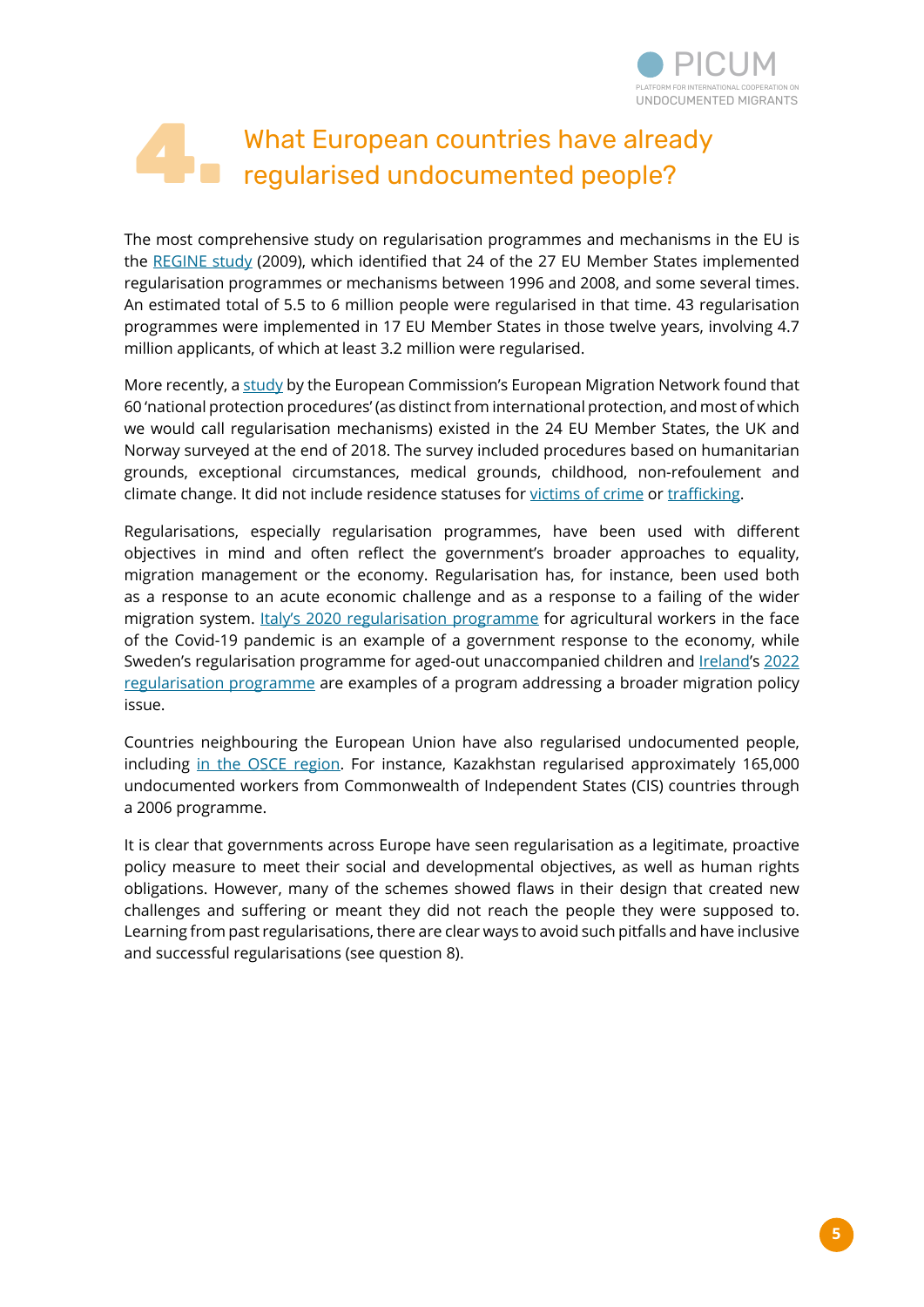# 4. What European countries have already regularised undocumented people?

The most comprehensive study on regularisation programmes and mechanisms in the EU is the REGINE study (2009), which identified that 24 of the 27 EU Member States implemented regularisation programmes or mechanisms between 1996 and 2008, and some several times. An estimated total of 5.5 to 6 million people were regularised in that time. 43 regularisation programmes were implemented in 17 EU Member States in those twelve years, involving 4.7 million applicants, of which at least 3.2 million were regularised.

More recently, a study by the European Commission's European Migration Network found that 60 'national protection procedures' (as distinct from international protection, and most of which we would call regularisation mechanisms) existed in the 24 EU Member States, the UK and Norway surveyed at the end of 2018. The survey included procedures based on humanitarian grounds, exceptional circumstances, medical grounds, childhood, non-refoulement and climate change. It did not include residence statuses for victims of crime or trafficking.

Regularisations, especially regularisation programmes, have been used with different objectives in mind and often reflect the government's broader approaches to equality, migration management or the economy. Regularisation has, for instance, been used both as a response to an acute economic challenge and as a response to a failing of the wider migration system. Italy's 2020 regularisation programme for agricultural workers in the face of the Covid-19 pandemic is an example of a government response to the economy, while Sweden's regularisation programme for aged-out unaccompanied children and Ireland's 2022 regularisation programme are examples of a program addressing a broader migration policy issue.

Countries neighbouring the European Union have also regularised undocumented people, including in the OSCE region. For instance, Kazakhstan regularised approximately 165,000 undocumented workers from Commonwealth of Independent States (CIS) countries through a 2006 programme.

It is clear that governments across Europe have seen regularisation as a legitimate, proactive policy measure to meet their social and developmental objectives, as well as human rights obligations. However, many of the schemes showed flaws in their design that created new challenges and suffering or meant they did not reach the people they were supposed to. Learning from past regularisations, there are clear ways to avoid such pitfalls and have inclusive and successful regularisations (see question 8).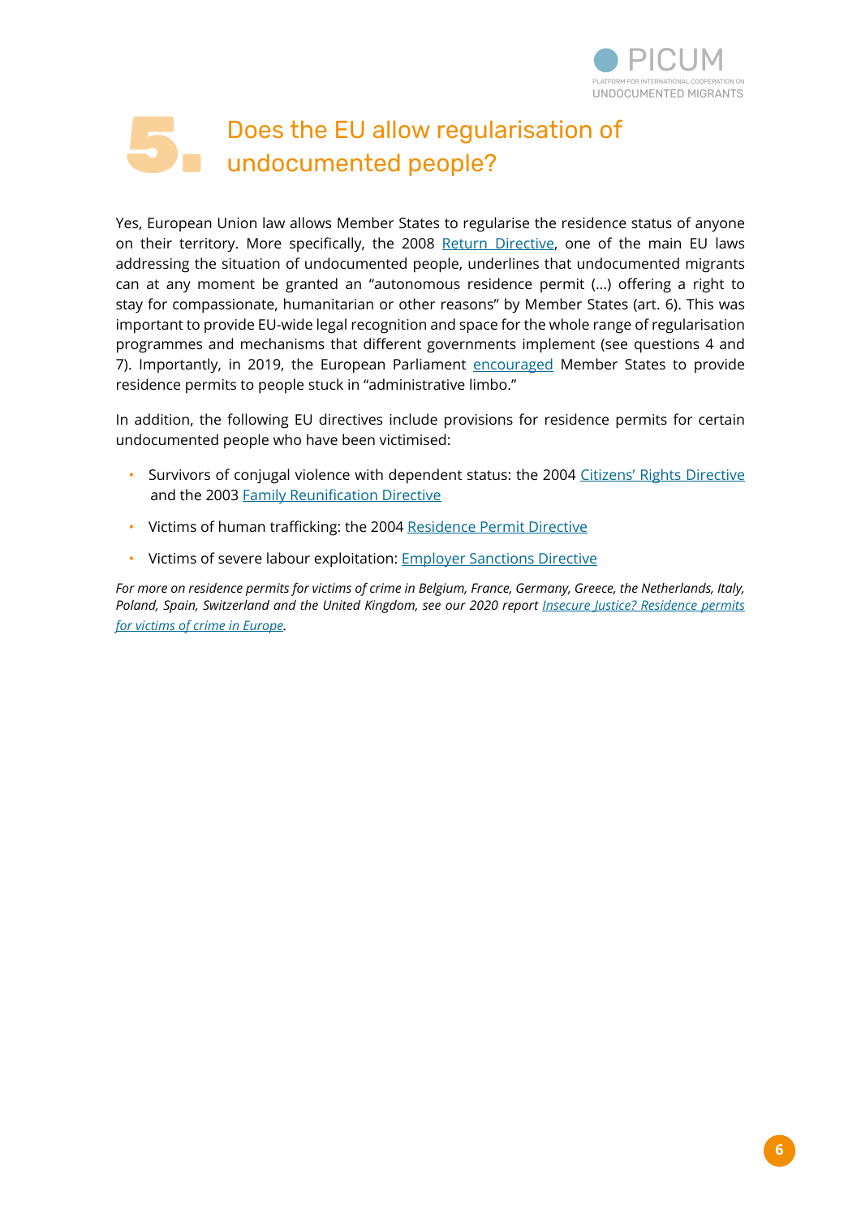# 5. Does the EU allow regularisation of undocumented people?

Yes, European Union law allows Member States to regularise the residence status of anyone on their territory. More specifically, the 2008 Return Directive, one of the main EU laws addressing the situation of undocumented people, underlines that undocumented migrants can at any moment be granted an "autonomous residence permit (…) offering a right to stay for compassionate, humanitarian or other reasons" by Member States (art. 6). This was important to provide EU-wide legal recognition and space for the whole range of regularisation programmes and mechanisms that different governments implement (see questions 4 and 7). Importantly, in 2019, the European Parliament encouraged Member States to provide residence permits to people stuck in "administrative limbo."

In addition, the following EU directives include provisions for residence permits for certain undocumented people who have been victimised:

- Survivors of conjugal violence with dependent status: the 2004 Citizens' Rights Directive and the 2003 Family Reunification Directive
- Victims of human trafficking: the 2004 Residence Permit Directive
- Victims of severe labour exploitation: Employer Sanctions Directive

*For more on residence permits for victims of crime in Belgium, France, Germany, Greece, the Netherlands, Italy, Poland, Spain, Switzerland and the United Kingdom, see our 2020 report Insecure Justice? Residence permits for victims of crime in Europe.*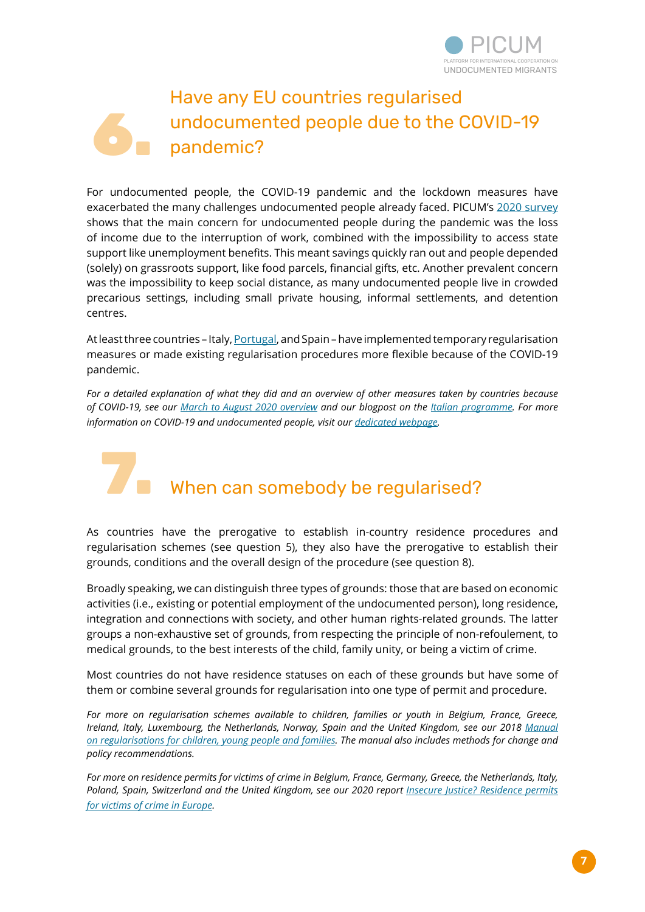## 6. Have any EU countries regularised undocumented people due to the COVID-19 pandemic?

For undocumented people, the COVID-19 pandemic and the lockdown measures have exacerbated the many challenges undocumented people already faced. PICUM's 2020 survey shows that the main concern for undocumented people during the pandemic was the loss of income due to the interruption of work, combined with the impossibility to access state support like unemployment benefits. This meant savings quickly ran out and people depended (solely) on grassroots support, like food parcels, financial gifts, etc. Another prevalent concern was the impossibility to keep social distance, as many undocumented people live in crowded precarious settings, including small private housing, informal settlements, and detention centres.

At least three countries – Italy, Portugal, and Spain – have implemented temporary regularisation measures or made existing regularisation procedures more flexible because of the COVID-19 pandemic.

*For a detailed explanation of what they did and an overview of other measures taken by countries because of COVID-19, see our March to August 2020 overview and our blogpost on the Italian programme. For more information on COVID-19 and undocumented people, visit our dedicated webpage.*

## 7. When can somebody be regularised?

As countries have the prerogative to establish in-country residence procedures and regularisation schemes (see question 5), they also have the prerogative to establish their grounds, conditions and the overall design of the procedure (see question 8).

Broadly speaking, we can distinguish three types of grounds: those that are based on economic activities (i.e., existing or potential employment of the undocumented person), long residence, integration and connections with society, and other human rights-related grounds. The latter groups a non-exhaustive set of grounds, from respecting the principle of non-refoulement, to medical grounds, to the best interests of the child, family unity, or being a victim of crime.

Most countries do not have residence statuses on each of these grounds but have some of them or combine several grounds for regularisation into one type of permit and procedure.

*For more on regularisation schemes available to children, families or youth in Belgium, France, Greece, Ireland, Italy, Luxembourg, the Netherlands, Norway, Spain and the United Kingdom, see our 2018 Manual on regularisations for children, young people and families. The manual also includes methods for change and policy recommendations.*

*For more on residence permits for victims of crime in Belgium, France, Germany, Greece, the Netherlands, Italy, Poland, Spain, Switzerland and the United Kingdom, see our 2020 report Insecure Justice? Residence permits for victims of crime in Europe.*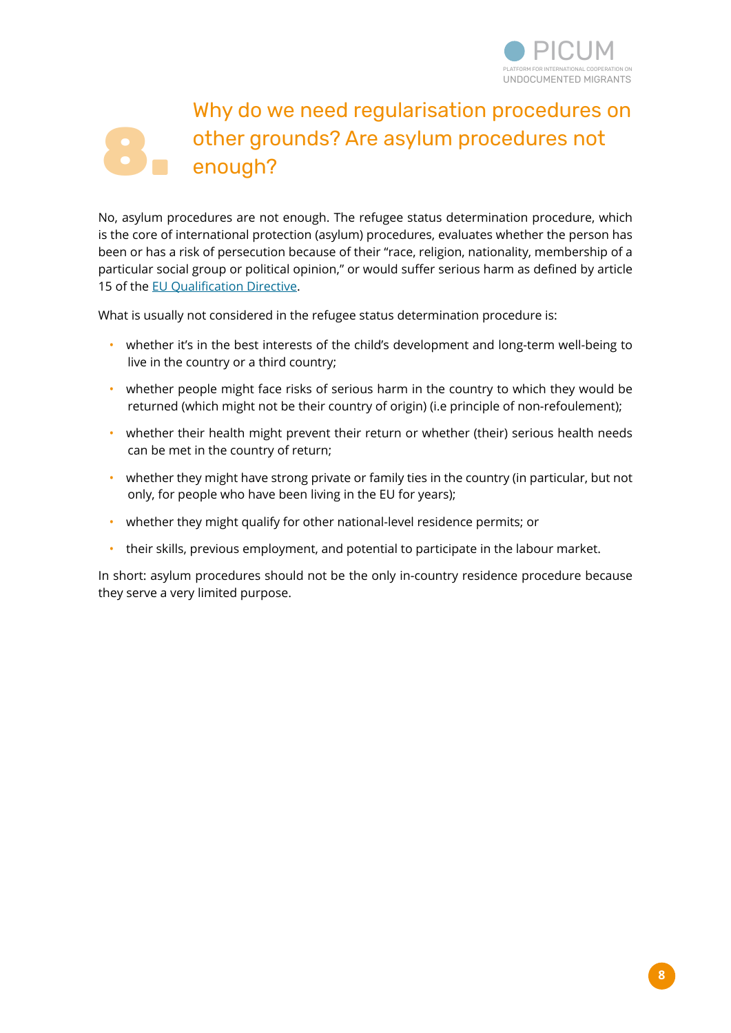# 8. Why do we need regularisation procedures on other grounds? Are asylum procedures not enough?

No, asylum procedures are not enough. The refugee status determination procedure, which is the core of international protection (asylum) procedures, evaluates whether the person has been or has a risk of persecution because of their "race, religion, nationality, membership of a particular social group or political opinion," or would suffer serious harm as defined by article 15 of the [EU Qualification Directive](#).

What is usually not considered in the refugee status determination procedure is:

- whether it's in the best interests of the child's development and long-term well-being to live in the country or a third country;
- whether people might face risks of serious harm in the country to which they would be returned (which might not be their country of origin) (i.e principle of non-refoulement);
- whether their health might prevent their return or whether (their) serious health needs can be met in the country of return;
- whether they might have strong private or family ties in the country (in particular, but not only, for people who have been living in the EU for years);
- whether they might qualify for other national-level residence permits; or
- their skills, previous employment, and potential to participate in the labour market.

In short: asylum procedures should not be the only in-country residence procedure because they serve a very limited purpose.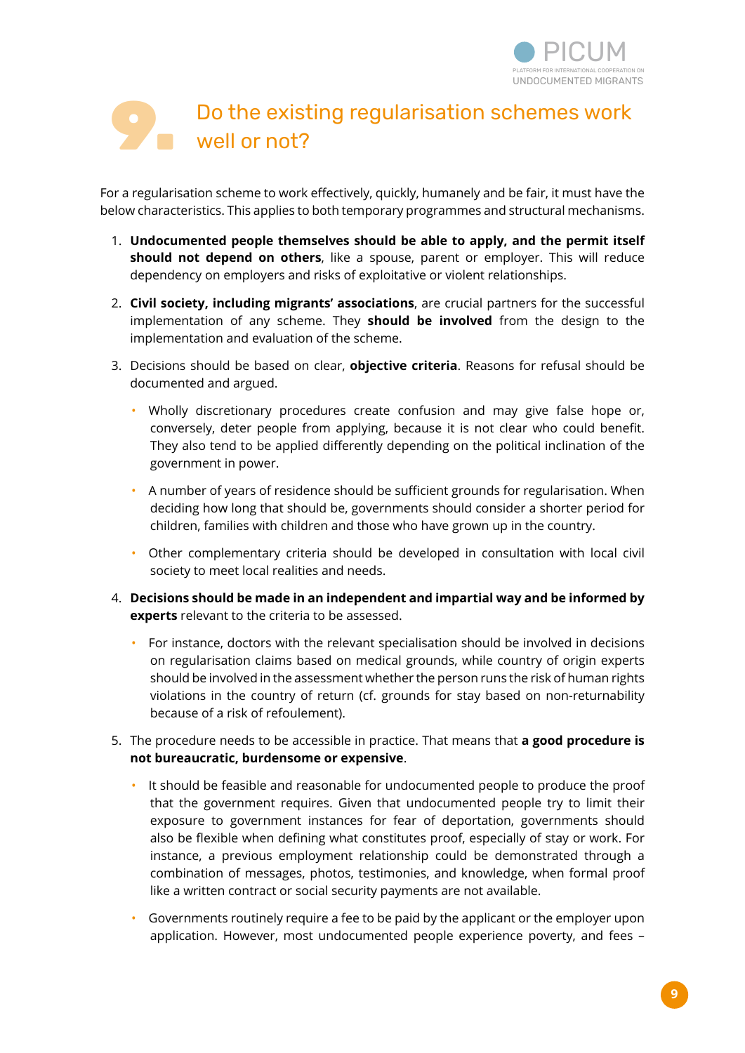# 9. Do the existing regularisation schemes work well or not?

For a regularisation scheme to work effectively, quickly, humanely and be fair, it must have the below characteristics. This applies to both temporary programmes and structural mechanisms.

1. **Undocumented people themselves should be able to apply, and the permit itself should not depend on others**, like a spouse, parent or employer. This will reduce dependency on employers and risks of exploitative or violent relationships.

2. **Civil society, including migrants' associations**, are crucial partners for the successful implementation of any scheme. They **should be involved** from the design to the implementation and evaluation of the scheme.

3. Decisions should be based on clear, **objective criteria**. Reasons for refusal should be documented and argued.
   - Wholly discretionary procedures create confusion and may give false hope or, conversely, deter people from applying, because it is not clear who could benefit. They also tend to be applied differently depending on the political inclination of the government in power.
   - A number of years of residence should be sufficient grounds for regularisation. When deciding how long that should be, governments should consider a shorter period for children, families with children and those who have grown up in the country.
   - Other complementary criteria should be developed in consultation with local civil society to meet local realities and needs.

4. **Decisions should be made in an independent and impartial way and be informed by experts** relevant to the criteria to be assessed.
   - For instance, doctors with the relevant specialisation should be involved in decisions on regularisation claims based on medical grounds, while country of origin experts should be involved in the assessment whether the person runs the risk of human rights violations in the country of return (cf. grounds for stay based on non-returnability because of a risk of refoulement).

5. The procedure needs to be accessible in practice. That means that **a good procedure is not bureaucratic, burdensome or expensive**.
   - It should be feasible and reasonable for undocumented people to produce the proof that the government requires. Given that undocumented people try to limit their exposure to government instances for fear of deportation, governments should also be flexible when defining what constitutes proof, especially of stay or work. For instance, a previous employment relationship could be demonstrated through a combination of messages, photos, testimonies, and knowledge, when formal proof like a written contract or social security payments are not available.
   - Governments routinely require a fee to be paid by the applicant or the employer upon application. However, most undocumented people experience poverty, and fees –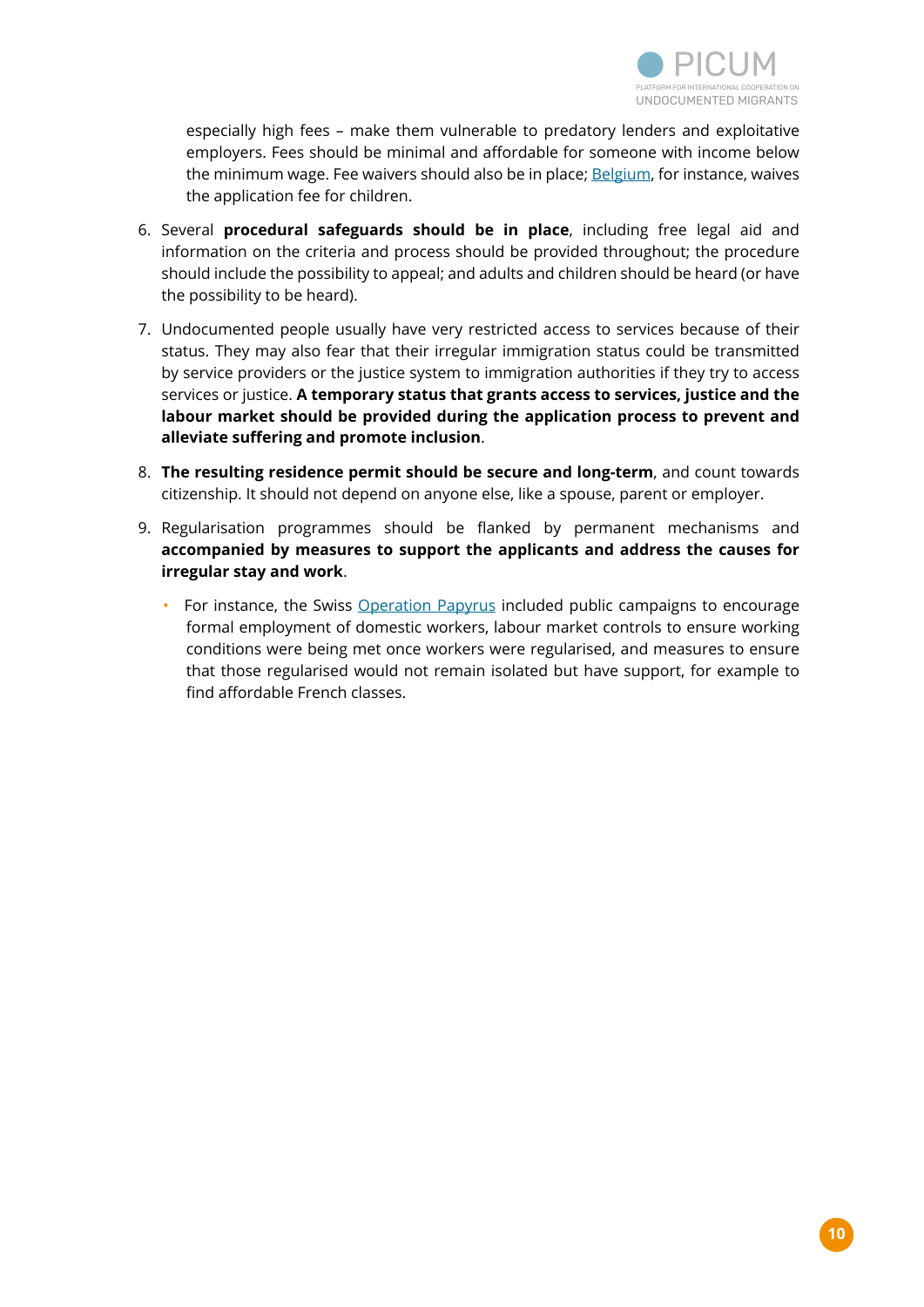especially high fees – make them vulnerable to predatory lenders and exploitative employers. Fees should be minimal and affordable for someone with income below the minimum wage. Fee waivers should also be in place; Belgium, for instance, waives the application fee for children.

6. Several **procedural safeguards should be in place**, including free legal aid and information on the criteria and process should be provided throughout; the procedure should include the possibility to appeal; and adults and children should be heard (or have the possibility to be heard).

7. Undocumented people usually have very restricted access to services because of their status. They may also fear that their irregular immigration status could be transmitted by service providers or the justice system to immigration authorities if they try to access services or justice. **A temporary status that grants access to services, justice and the labour market should be provided during the application process to prevent and alleviate suffering and promote inclusion**.

8. **The resulting residence permit should be secure and long-term**, and count towards citizenship. It should not depend on anyone else, like a spouse, parent or employer.

9. Regularisation programmes should be flanked by permanent mechanisms and **accompanied by measures to support the applicants and address the causes for irregular stay and work**.

   - For instance, the Swiss Operation Papyrus included public campaigns to encourage formal employment of domestic workers, labour market controls to ensure working conditions were being met once workers were regularised, and measures to ensure that those regularised would not remain isolated but have support, for example to find affordable French classes.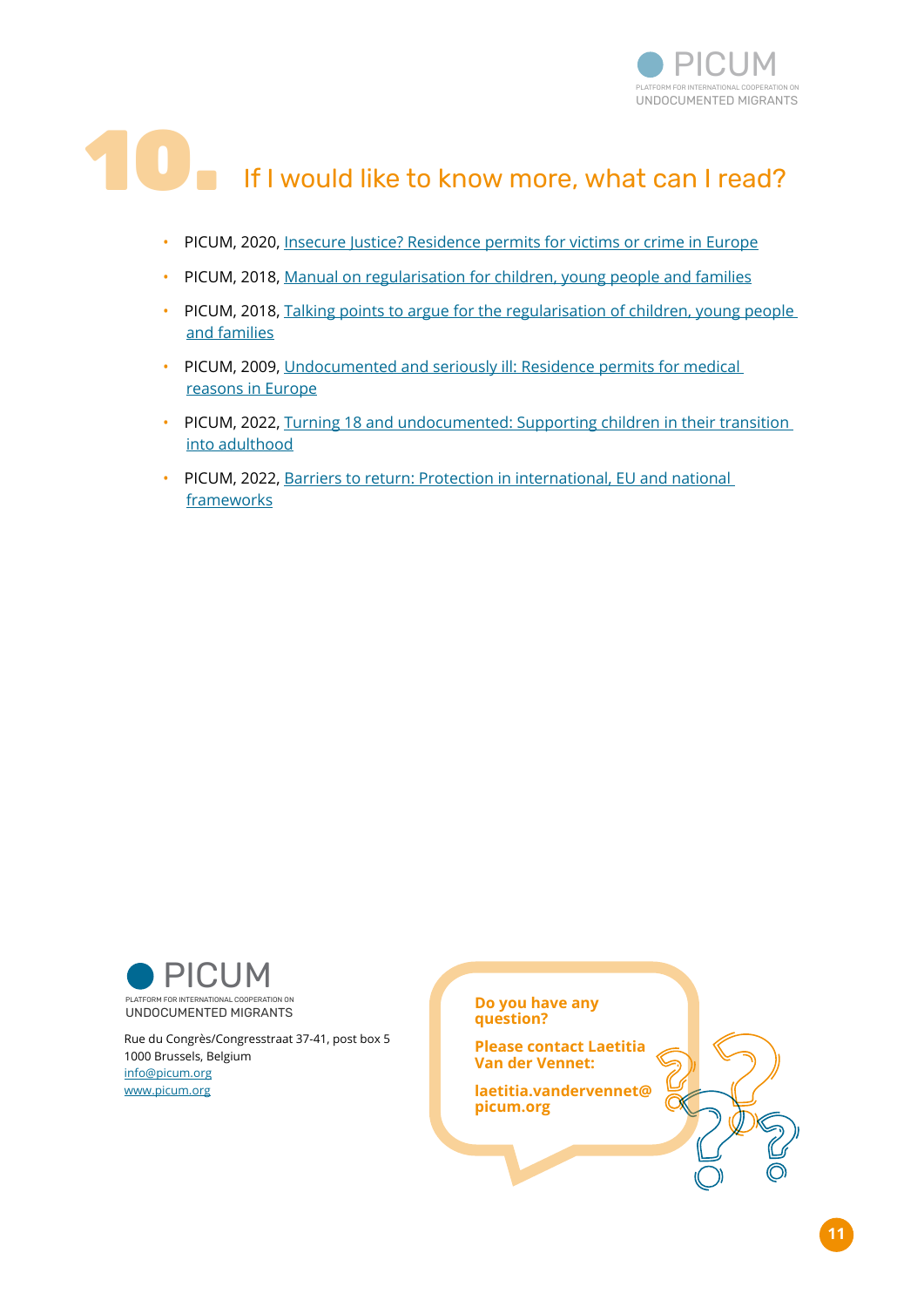# 10. If I would like to know more, what can I read?

- PICUM, 2020, Insecure Justice? Residence permits for victims or crime in Europe
- PICUM, 2018, Manual on regularisation for children, young people and families
- PICUM, 2018, Talking points to argue for the regularisation of children, young people and families
- PICUM, 2009, Undocumented and seriously ill: Residence permits for medical reasons in Europe
- PICUM, 2022, Turning 18 and undocumented: Supporting children in their transition into adulthood
- PICUM, 2022, Barriers to return: Protection in international, EU and national frameworks

PICUM
PLATFORM FOR INTERNATIONAL COOPERATION ON UNDOCUMENTED MIGRANTS

Rue du Congrès/Congresstraat 37-41, post box 5
1000 Brussels, Belgium
info@picum.org
www.picum.org

**Do you have any question?**

**Please contact Laetitia Van der Vennet:**

**laetitia.vandervennet@picum.org**